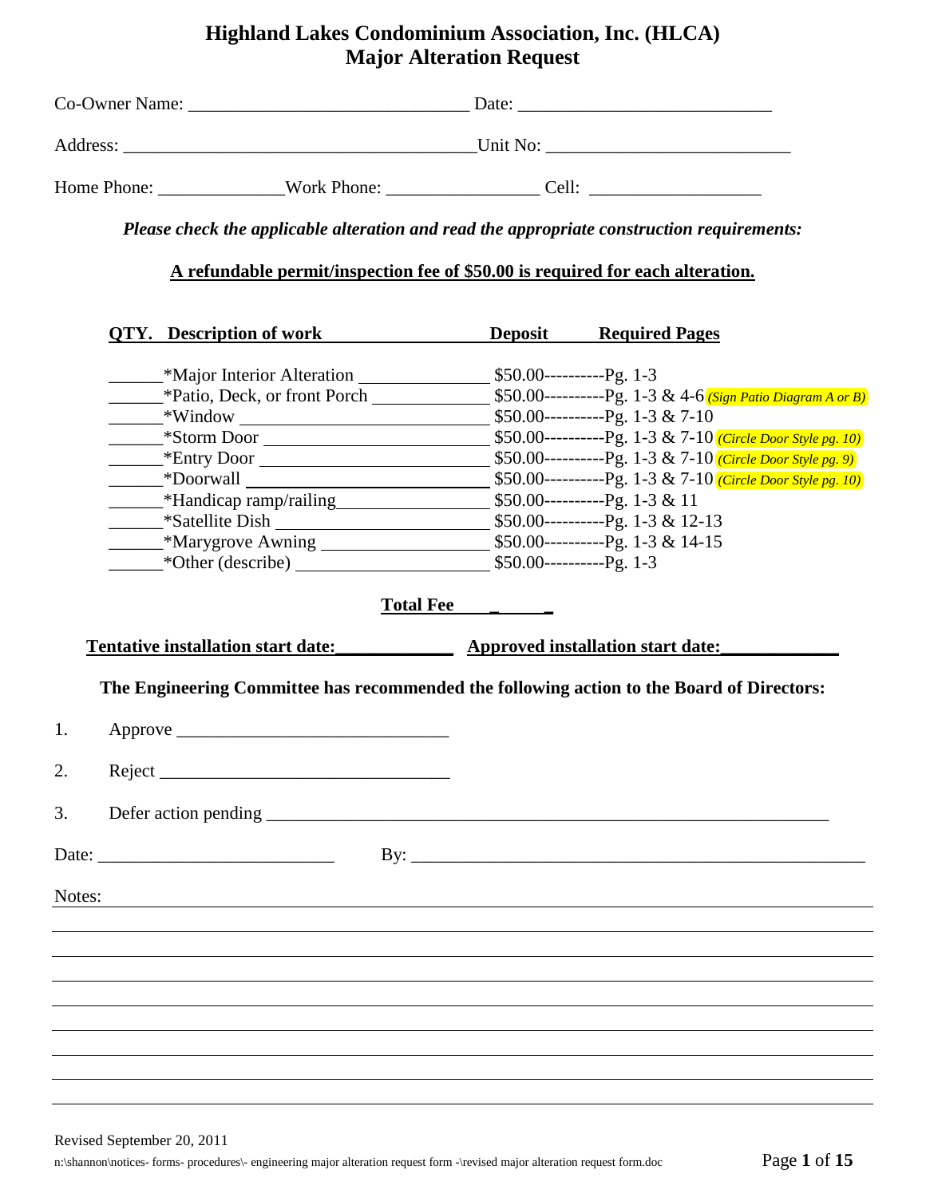# Highland Lakes Condominium Association, Inc. (HLCA)
## Major Alteration Request

Co-Owner Name: ______________________________ Date: ___________________________

Address: ______________________________________Unit No: __________________________

Home Phone: _____________Work Phone: ________________ Cell: __________________

***Please check the applicable alteration and read the appropriate construction requirements:***

**A refundable permit/inspection fee of $50.00 is required for each alteration.**

| QTY. | Description of work | Deposit | Required Pages |
|---|---|---|---|
| ______ | *Major Interior Alteration ______________ | $50.00---------- | Pg. 1-3 |
| ______ | *Patio, Deck, or front Porch ____________ | $50.00---------- | Pg. 1-3 & 4-6 *(Sign Patio Diagram A or B)* |
| ______ | *Window ___________________________ | $50.00---------- | Pg. 1-3 & 7-10 |
| ______ | *Storm Door ________________________ | $50.00---------- | Pg. 1-3 & 7-10 *(Circle Door Style pg. 10)* |
| ______ | *Entry Door ________________________ | $50.00---------- | Pg. 1-3 & 7-10 *(Circle Door Style pg. 9)* |
| ______ | *Doorwall __________________________ | $50.00---------- | Pg. 1-3 & 7-10 *(Circle Door Style pg. 10)* |
| ______ | *Handicap ramp/railing_________________ | $50.00---------- | Pg. 1-3 & 11 |
| ______ | *Satellite Dish ______________________ | $50.00---------- | Pg. 1-3 & 12-13 |
| ______ | *Marygrove Awning ___________________ | $50.00---------- | Pg. 1-3 & 14-15 |
| ______ | *Other (describe) _____________________ | $50.00---------- | Pg. 1-3 |

**Total Fee ____ _ ______ _**

**Tentative installation start date:_____________ Approved installation start date:_____________**

**The Engineering Committee has recommended the following action to the Board of Directors:**

1. Approve ______________________________
2. Reject ________________________________
3. Defer action pending _______________________________________________________________

Date: __________________________ By: ___________________________________________________

Notes: _______________________________________________________________________________

_______________________________________________________________________________

_______________________________________________________________________________

_______________________________________________________________________________

_______________________________________________________________________________

_______________________________________________________________________________

_______________________________________________________________________________

_______________________________________________________________________________

_______________________________________________________________________________

Revised September 20, 2011

n:\shannon\notices- forms- procedures\- engineering major alteration request form -\revised major alteration request form.doc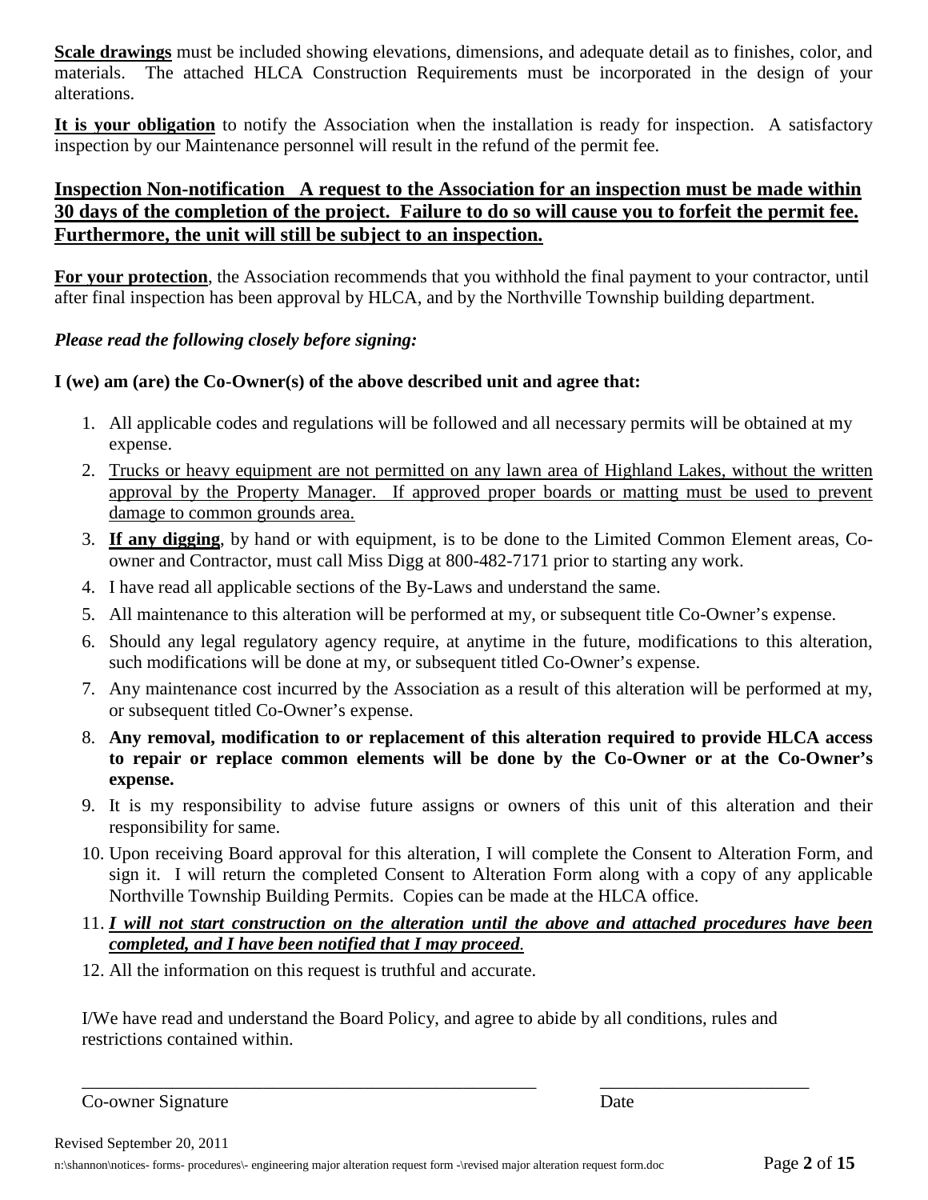**<u>Scale drawings</u>** must be included showing elevations, dimensions, and adequate detail as to finishes, color, and materials. The attached HLCA Construction Requirements must be incorporated in the design of your alterations.

**<u>It is your obligation</u>** to notify the Association when the installation is ready for inspection. A satisfactory inspection by our Maintenance personnel will result in the refund of the permit fee.

**<u>Inspection Non-notification A request to the Association for an inspection must be made within 30 days of the completion of the project. Failure to do so will cause you to forfeit the permit fee. Furthermore, the unit will still be subject to an inspection.</u>**

**<u>For your protection</u>**, the Association recommends that you withhold the final payment to your contractor, until after final inspection has been approval by HLCA, and by the Northville Township building department.

***Please read the following closely before signing:***

**I (we) am (are) the Co-Owner(s) of the above described unit and agree that:**

1. All applicable codes and regulations will be followed and all necessary permits will be obtained at my expense.
2. <u>Trucks or heavy equipment are not permitted on any lawn area of Highland Lakes, without the written approval by the Property Manager. If approved proper boards or matting must be used to prevent damage to common grounds area.</u>
3. **<u>If any digging</u>**, by hand or with equipment, is to be done to the Limited Common Element areas, Co-owner and Contractor, must call Miss Digg at 800-482-7171 prior to starting any work.
4. I have read all applicable sections of the By-Laws and understand the same.
5. All maintenance to this alteration will be performed at my, or subsequent title Co-Owner's expense.
6. Should any legal regulatory agency require, at anytime in the future, modifications to this alteration, such modifications will be done at my, or subsequent titled Co-Owner's expense.
7. Any maintenance cost incurred by the Association as a result of this alteration will be performed at my, or subsequent titled Co-Owner's expense.
8. **Any removal, modification to or replacement of this alteration required to provide HLCA access to repair or replace common elements will be done by the Co-Owner or at the Co-Owner's expense.**
9. It is my responsibility to advise future assigns or owners of this unit of this alteration and their responsibility for same.
10. Upon receiving Board approval for this alteration, I will complete the Consent to Alteration Form, and sign it. I will return the completed Consent to Alteration Form along with a copy of any applicable Northville Township Building Permits. Copies can be made at the HLCA office.
11. ***<u>I will not start construction on the alteration until the above and attached procedures have been completed, and I have been notified that I may proceed</u>.***
12. All the information on this request is truthful and accurate.

I/We have read and understand the Board Policy, and agree to abide by all conditions, rules and restrictions contained within.

\_\_\_\_\_\_\_\_\_\_\_\_\_\_\_\_\_\_\_\_\_\_\_\_\_\_\_\_\_\_\_\_\_\_\_\_\_\_\_\_\_\_\_\_\_\_\_\_ \_\_\_\_\_\_\_\_\_\_\_\_\_\_\_\_\_\_\_\_\_\_\_

Co-owner Signature Date

Revised September 20, 2011

n:\shannon\notices- forms- procedures\- engineering major alteration request form -\revised major alteration request form.doc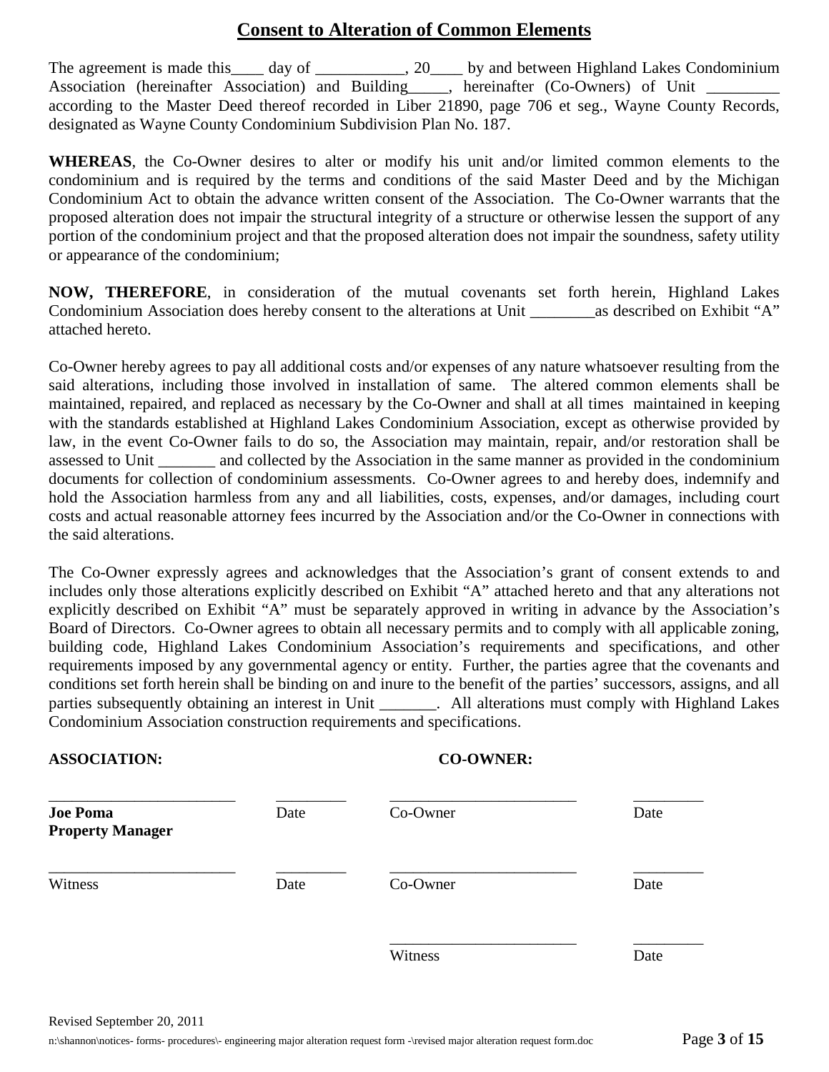# Consent to Alteration of Common Elements

The agreement is made this____ day of ___________, 20____ by and between Highland Lakes Condominium Association (hereinafter Association) and Building_____, hereinafter (Co-Owners) of Unit _________ according to the Master Deed thereof recorded in Liber 21890, page 706 et seg., Wayne County Records, designated as Wayne County Condominium Subdivision Plan No. 187.

**WHEREAS**, the Co-Owner desires to alter or modify his unit and/or limited common elements to the condominium and is required by the terms and conditions of the said Master Deed and by the Michigan Condominium Act to obtain the advance written consent of the Association. The Co-Owner warrants that the proposed alteration does not impair the structural integrity of a structure or otherwise lessen the support of any portion of the condominium project and that the proposed alteration does not impair the soundness, safety utility or appearance of the condominium;

**NOW, THEREFORE**, in consideration of the mutual covenants set forth herein, Highland Lakes Condominium Association does hereby consent to the alterations at Unit ________as described on Exhibit "A" attached hereto.

Co-Owner hereby agrees to pay all additional costs and/or expenses of any nature whatsoever resulting from the said alterations, including those involved in installation of same. The altered common elements shall be maintained, repaired, and replaced as necessary by the Co-Owner and shall at all times maintained in keeping with the standards established at Highland Lakes Condominium Association, except as otherwise provided by law, in the event Co-Owner fails to do so, the Association may maintain, repair, and/or restoration shall be assessed to Unit _______ and collected by the Association in the same manner as provided in the condominium documents for collection of condominium assessments. Co-Owner agrees to and hereby does, indemnify and hold the Association harmless from any and all liabilities, costs, expenses, and/or damages, including court costs and actual reasonable attorney fees incurred by the Association and/or the Co-Owner in connections with the said alterations.

The Co-Owner expressly agrees and acknowledges that the Association's grant of consent extends to and includes only those alterations explicitly described on Exhibit "A" attached hereto and that any alterations not explicitly described on Exhibit "A" must be separately approved in writing in advance by the Association's Board of Directors. Co-Owner agrees to obtain all necessary permits and to comply with all applicable zoning, building code, Highland Lakes Condominium Association's requirements and specifications, and other requirements imposed by any governmental agency or entity. Further, the parties agree that the covenants and conditions set forth herein shall be binding on and inure to the benefit of the parties' successors, assigns, and all parties subsequently obtaining an interest in Unit _______. All alterations must comply with Highland Lakes Condominium Association construction requirements and specifications.

**ASSOCIATION:**

________________________ _________
**Joe Poma** Date
**Property Manager**

________________________ _________
Witness Date

**CO-OWNER:**

________________________ _________
Co-Owner Date

________________________ _________
Co-Owner Date

________________________ _________
Witness Date

Revised September 20, 2011

n:\shannon\notices- forms- procedures\- engineering major alteration request form -\revised major alteration request form.doc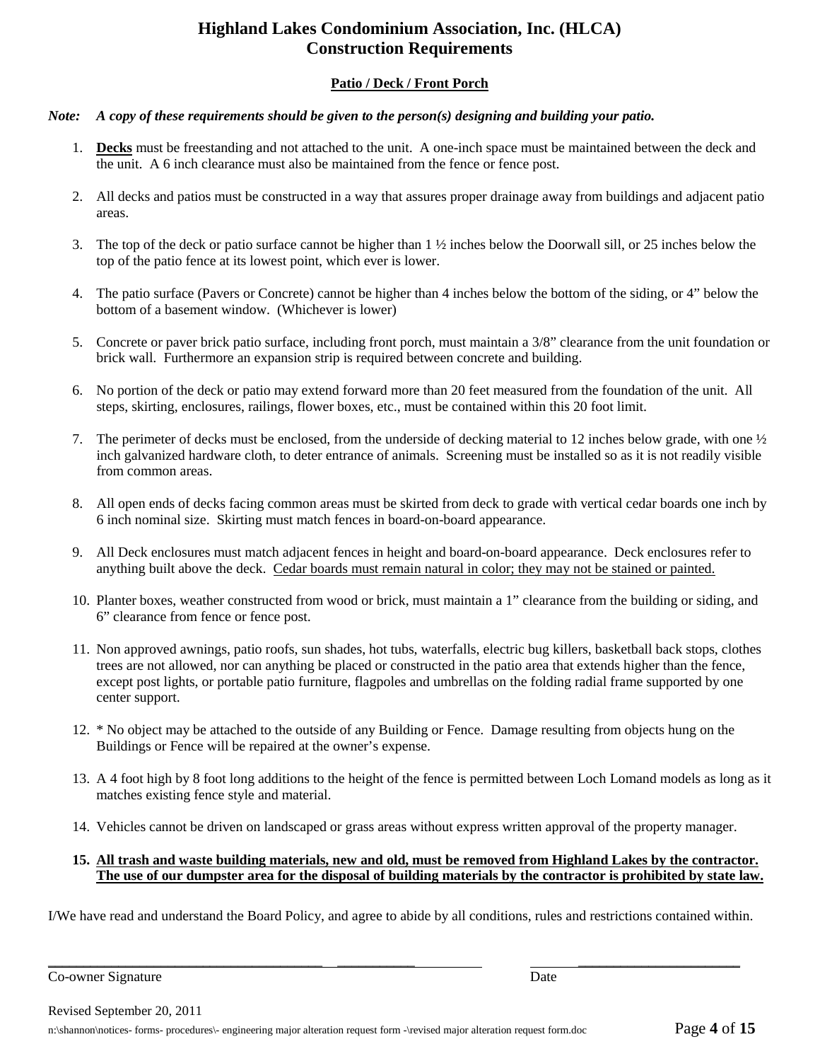# Highland Lakes Condominium Association, Inc. (HLCA)
# Construction Requirements

**<u>Patio / Deck / Front Porch</u>**

***Note: A copy of these requirements should be given to the person(s) designing and building your patio.***

1. **<u>Decks</u>** must be freestanding and not attached to the unit. A one-inch space must be maintained between the deck and the unit. A 6 inch clearance must also be maintained from the fence or fence post.

2. All decks and patios must be constructed in a way that assures proper drainage away from buildings and adjacent patio areas.

3. The top of the deck or patio surface cannot be higher than 1 ½ inches below the Doorwall sill, or 25 inches below the top of the patio fence at its lowest point, which ever is lower.

4. The patio surface (Pavers or Concrete) cannot be higher than 4 inches below the bottom of the siding, or 4" below the bottom of a basement window. (Whichever is lower)

5. Concrete or paver brick patio surface, including front porch, must maintain a 3/8" clearance from the unit foundation or brick wall. Furthermore an expansion strip is required between concrete and building.

6. No portion of the deck or patio may extend forward more than 20 feet measured from the foundation of the unit. All steps, skirting, enclosures, railings, flower boxes, etc., must be contained within this 20 foot limit.

7. The perimeter of decks must be enclosed, from the underside of decking material to 12 inches below grade, with one ½ inch galvanized hardware cloth, to deter entrance of animals. Screening must be installed so as it is not readily visible from common areas.

8. All open ends of decks facing common areas must be skirted from deck to grade with vertical cedar boards one inch by 6 inch nominal size. Skirting must match fences in board-on-board appearance.

9. All Deck enclosures must match adjacent fences in height and board-on-board appearance. Deck enclosures refer to anything built above the deck. <u>Cedar boards must remain natural in color; they may not be stained or painted.</u>

10. Planter boxes, weather constructed from wood or brick, must maintain a 1" clearance from the building or siding, and 6" clearance from fence or fence post.

11. Non approved awnings, patio roofs, sun shades, hot tubs, waterfalls, electric bug killers, basketball back stops, clothes trees are not allowed, nor can anything be placed or constructed in the patio area that extends higher than the fence, except post lights, or portable patio furniture, flagpoles and umbrellas on the folding radial frame supported by one center support.

12. * No object may be attached to the outside of any Building or Fence. Damage resulting from objects hung on the Buildings or Fence will be repaired at the owner's expense.

13. A 4 foot high by 8 foot long additions to the height of the fence is permitted between Loch Lomand models as long as it matches existing fence style and material.

14. Vehicles cannot be driven on landscaped or grass areas without express written approval of the property manager.

15. **<u>All trash and waste building materials, new and old, must be removed from Highland Lakes by the contractor. The use of our dumpster area for the disposal of building materials by the contractor is prohibited by state law.</u>**

I/We have read and understand the Board Policy, and agree to abide by all conditions, rules and restrictions contained within.

\_\_\_\_\_\_\_\_\_\_\_\_\_\_\_\_\_\_\_\_\_\_\_\_\_\_\_\_\_\_\_\_\_\_\_\_\_\_\_\_\_\_\_\_\_\_\_\_\_\_\_\_\_\_\_\_\_\_\_\_ \_\_\_\_\_\_\_\_\_\_\_\_\_\_\_\_\_\_\_\_\_\_\_\_\_\_\_\_\_\_
Co-owner Signature Date

Revised September 20, 2011

n:\shannon\notices- forms- procedures\- engineering major alteration request form -\revised major alteration request form.doc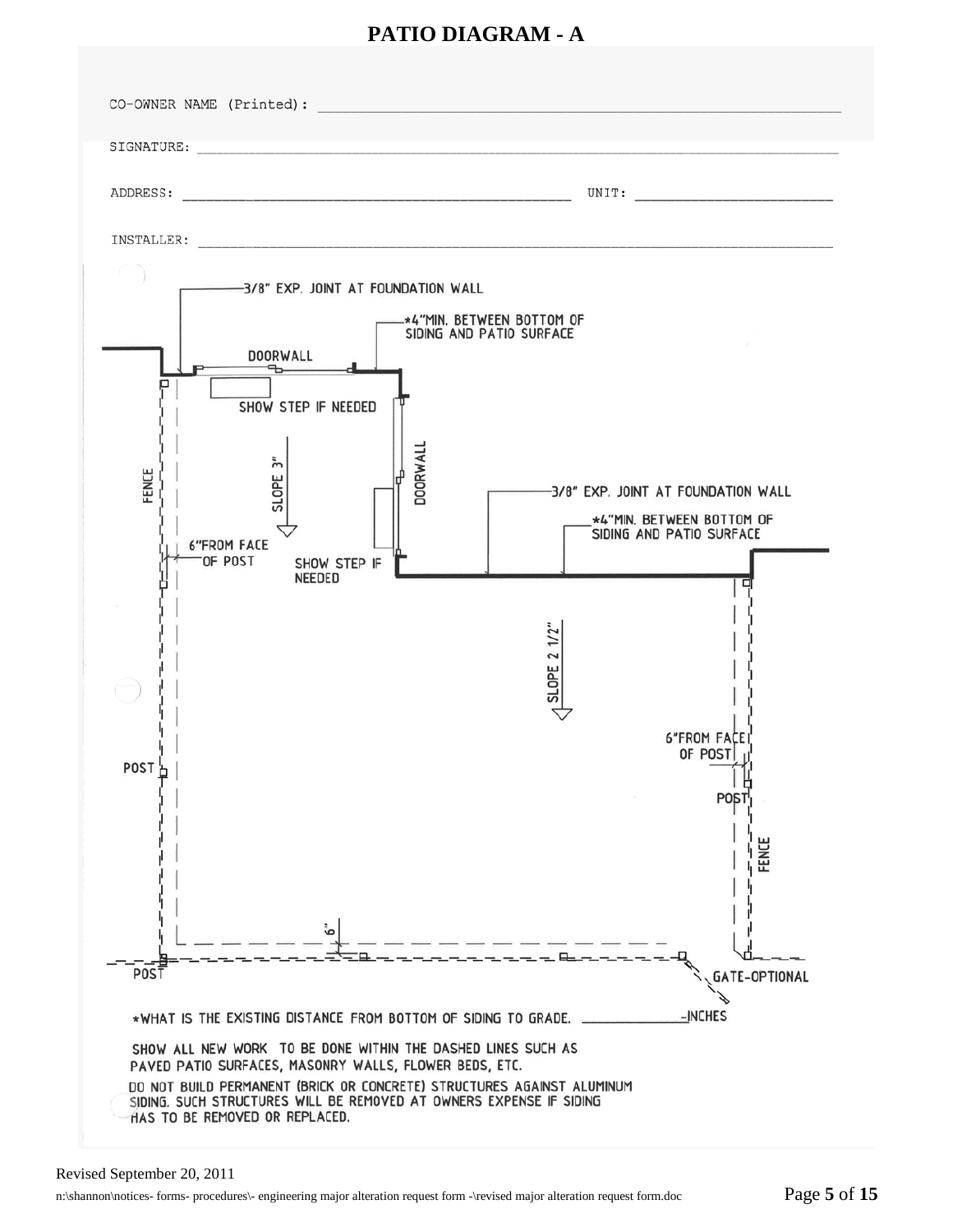# PATIO DIAGRAM - A

CO-OWNER NAME (Printed): ___________________________________________

SIGNATURE: ___________________________________________

ADDRESS: ______________________________ UNIT: ________________

INSTALLER: ___________________________________________

3/8" EXP. JOINT AT FOUNDATION WALL

*4"MIN. BETWEEN BOTTOM OF SIDING AND PATIO SURFACE

DOORWALL

SHOW STEP IF NEEDED

SLOPE 3"

DOORWALL

FENCE

3/8" EXP. JOINT AT FOUNDATION WALL

*4"MIN. BETWEEN BOTTOM OF SIDING AND PATIO SURFACE

6"FROM FACE OF POST

SHOW STEP IF NEEDED

SLOPE 2 1/2"

6"FROM FACE OF POST

POST

POST

FENCE

6"

POST

GATE-OPTIONAL

*WHAT IS THE EXISTING DISTANCE FROM BOTTOM OF SIDING TO GRADE. ____________-INCHES

SHOW ALL NEW WORK TO BE DONE WITHIN THE DASHED LINES SUCH AS PAVED PATIO SURFACES, MASONRY WALLS, FLOWER BEDS, ETC.

DO NOT BUILD PERMANENT (BRICK OR CONCRETE) STRUCTURES AGAINST ALUMINUM SIDING. SUCH STRUCTURES WILL BE REMOVED AT OWNERS EXPENSE IF SIDING HAS TO BE REMOVED OR REPLACED.

Revised September 20, 2011

n:\shannon\notices- forms- procedures\- engineering major alteration request form -\revised major alteration request form.doc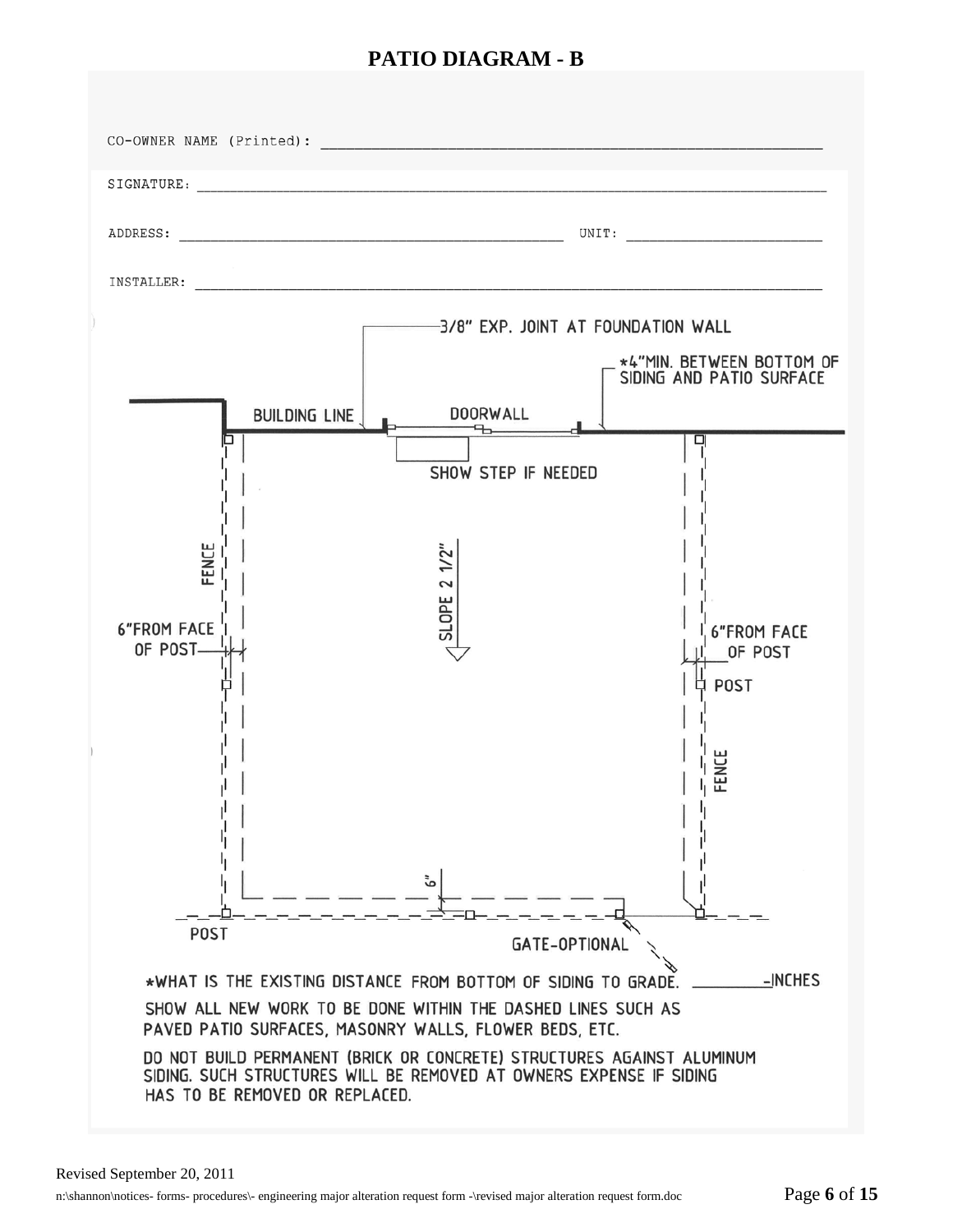# PATIO DIAGRAM - B

CO-OWNER NAME (Printed): ___________________________________________

SIGNATURE: ___________________________________________

ADDRESS: ___________________________________ UNIT: ________________

INSTALLER: ___________________________________________

3/8" EXP. JOINT AT FOUNDATION WALL

*4"MIN. BETWEEN BOTTOM OF SIDING AND PATIO SURFACE

BUILDING LINE

DOORWALL

SHOW STEP IF NEEDED

FENCE

SLOPE 2 1/2"

6"FROM FACE OF POST

6"FROM FACE OF POST

POST

FENCE

6"

POST

GATE-OPTIONAL

*WHAT IS THE EXISTING DISTANCE FROM BOTTOM OF SIDING TO GRADE. ________-INCHES

SHOW ALL NEW WORK TO BE DONE WITHIN THE DASHED LINES SUCH AS PAVED PATIO SURFACES, MASONRY WALLS, FLOWER BEDS, ETC.

DO NOT BUILD PERMANENT (BRICK OR CONCRETE) STRUCTURES AGAINST ALUMINUM SIDING. SUCH STRUCTURES WILL BE REMOVED AT OWNERS EXPENSE IF SIDING HAS TO BE REMOVED OR REPLACED.

Revised September 20, 2011

n:\shannon\notices- forms- procedures\- engineering major alteration request form -\revised major alteration request form.doc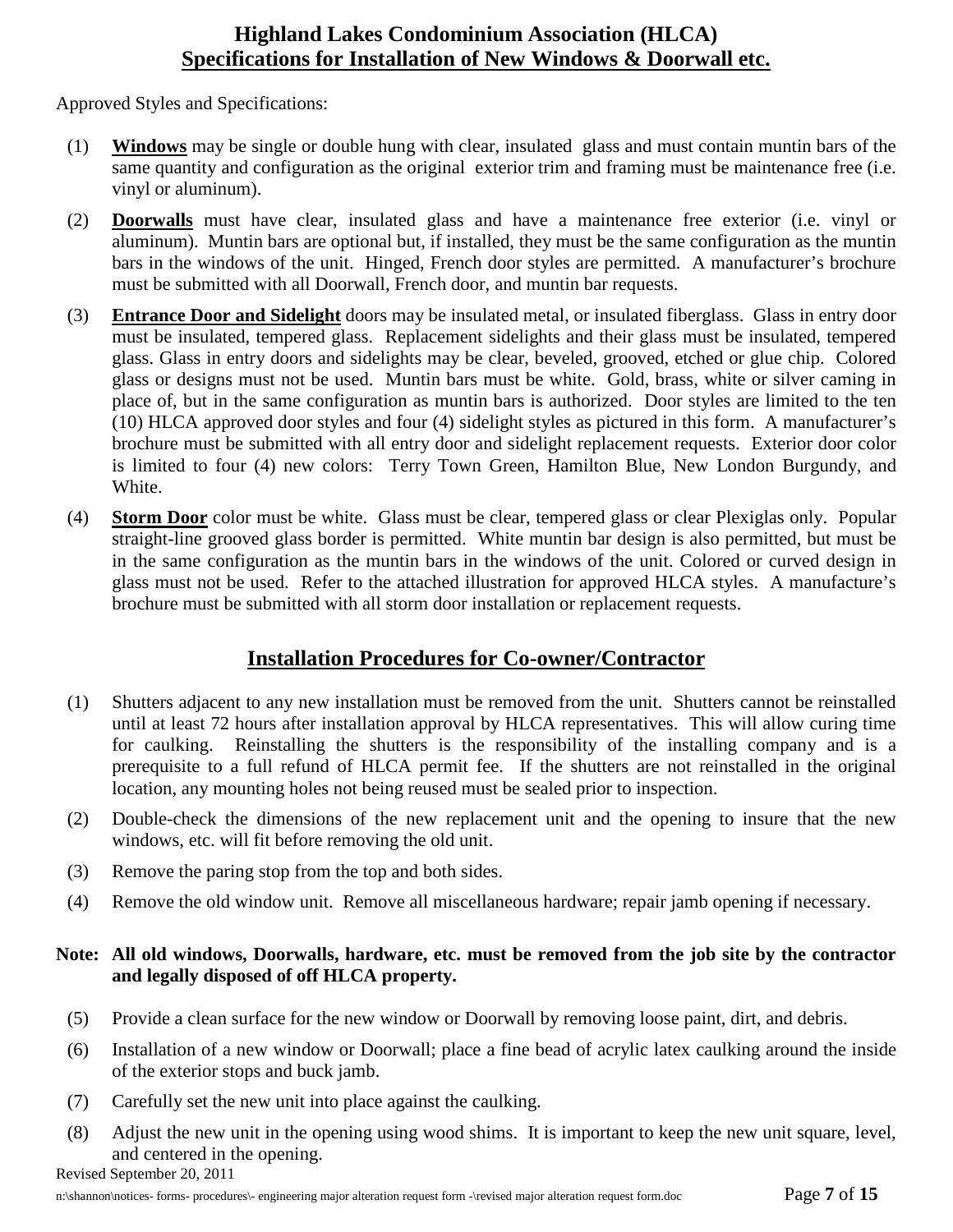# Highland Lakes Condominium Association (HLCA)

## Specifications for Installation of New Windows & Doorwall etc.

Approved Styles and Specifications:

(1) **Windows** may be single or double hung with clear, insulated glass and must contain muntin bars of the same quantity and configuration as the original exterior trim and framing must be maintenance free (i.e. vinyl or aluminum).

(2) **Doorwalls** must have clear, insulated glass and have a maintenance free exterior (i.e. vinyl or aluminum). Muntin bars are optional but, if installed, they must be the same configuration as the muntin bars in the windows of the unit. Hinged, French door styles are permitted. A manufacturer's brochure must be submitted with all Doorwall, French door, and muntin bar requests.

(3) **Entrance Door and Sidelight** doors may be insulated metal, or insulated fiberglass. Glass in entry door must be insulated, tempered glass. Replacement sidelights and their glass must be insulated, tempered glass. Glass in entry doors and sidelights may be clear, beveled, grooved, etched or glue chip. Colored glass or designs must not be used. Muntin bars must be white. Gold, brass, white or silver caming in place of, but in the same configuration as muntin bars is authorized. Door styles are limited to the ten (10) HLCA approved door styles and four (4) sidelight styles as pictured in this form. A manufacturer's brochure must be submitted with all entry door and sidelight replacement requests. Exterior door color is limited to four (4) new colors: Terry Town Green, Hamilton Blue, New London Burgundy, and White.

(4) **Storm Door** color must be white. Glass must be clear, tempered glass or clear Plexiglas only. Popular straight-line grooved glass border is permitted. White muntin bar design is also permitted, but must be in the same configuration as the muntin bars in the windows of the unit. Colored or curved design in glass must not be used. Refer to the attached illustration for approved HLCA styles. A manufacture's brochure must be submitted with all storm door installation or replacement requests.

## Installation Procedures for Co-owner/Contractor

(1) Shutters adjacent to any new installation must be removed from the unit. Shutters cannot be reinstalled until at least 72 hours after installation approval by HLCA representatives. This will allow curing time for caulking. Reinstalling the shutters is the responsibility of the installing company and is a prerequisite to a full refund of HLCA permit fee. If the shutters are not reinstalled in the original location, any mounting holes not being reused must be sealed prior to inspection.

(2) Double-check the dimensions of the new replacement unit and the opening to insure that the new windows, etc. will fit before removing the old unit.

(3) Remove the paring stop from the top and both sides.

(4) Remove the old window unit. Remove all miscellaneous hardware; repair jamb opening if necessary.

**Note: All old windows, Doorwalls, hardware, etc. must be removed from the job site by the contractor and legally disposed of off HLCA property.**

(5) Provide a clean surface for the new window or Doorwall by removing loose paint, dirt, and debris.

(6) Installation of a new window or Doorwall; place a fine bead of acrylic latex caulking around the inside of the exterior stops and buck jamb.

(7) Carefully set the new unit into place against the caulking.

(8) Adjust the new unit in the opening using wood shims. It is important to keep the new unit square, level, and centered in the opening.

Revised September 20, 2011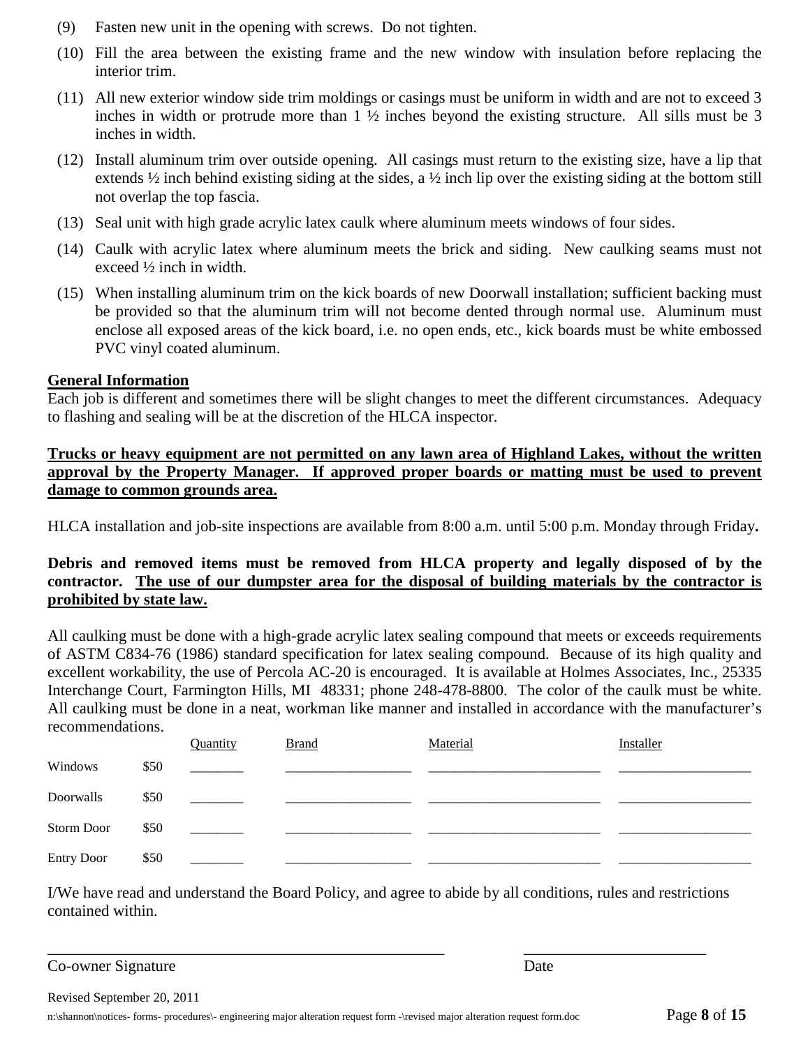(9) Fasten new unit in the opening with screws. Do not tighten.

(10) Fill the area between the existing frame and the new window with insulation before replacing the interior trim.

(11) All new exterior window side trim moldings or casings must be uniform in width and are not to exceed 3 inches in width or protrude more than 1 ½ inches beyond the existing structure. All sills must be 3 inches in width.

(12) Install aluminum trim over outside opening. All casings must return to the existing size, have a lip that extends ½ inch behind existing siding at the sides, a ½ inch lip over the existing siding at the bottom still not overlap the top fascia.

(13) Seal unit with high grade acrylic latex caulk where aluminum meets windows of four sides.

(14) Caulk with acrylic latex where aluminum meets the brick and siding. New caulking seams must not exceed ½ inch in width.

(15) When installing aluminum trim on the kick boards of new Doorwall installation; sufficient backing must be provided so that the aluminum trim will not become dented through normal use. Aluminum must enclose all exposed areas of the kick board, i.e. no open ends, etc., kick boards must be white embossed PVC vinyl coated aluminum.

## General Information

Each job is different and sometimes there will be slight changes to meet the different circumstances. Adequacy to flashing and sealing will be at the discretion of the HLCA inspector.

**Trucks or heavy equipment are not permitted on any lawn area of Highland Lakes, without the written approval by the Property Manager. If approved proper boards or matting must be used to prevent damage to common grounds area.**

HLCA installation and job-site inspections are available from 8:00 a.m. until 5:00 p.m. Monday through Friday**.**

**Debris and removed items must be removed from HLCA property and legally disposed of by the contractor. The use of our dumpster area for the disposal of building materials by the contractor is prohibited by state law.**

All caulking must be done with a high-grade acrylic latex sealing compound that meets or exceeds requirements of ASTM C834-76 (1986) standard specification for latex sealing compound. Because of its high quality and excellent workability, the use of Percola AC-20 is encouraged. It is available at Holmes Associates, Inc., 25335 Interchange Court, Farmington Hills, MI 48331; phone 248-478-8800. The color of the caulk must be white. All caulking must be done in a neat, workman like manner and installed in accordance with the manufacturer's recommendations.

| | | Quantity | Brand | Material | Installer |
|---|---|---|---|---|---|
| Windows | $50 | ________ | __________________ | ________________________ | ___________________ |
| Doorwalls | $50 | ________ | __________________ | ________________________ | ___________________ |
| Storm Door | $50 | ________ | __________________ | ________________________ | ___________________ |
| Entry Door | $50 | ________ | __________________ | ________________________ | ___________________ |

I/We have read and understand the Board Policy, and agree to abide by all conditions, rules and restrictions contained within.

_____________________________________________________ ________________________

Co-owner Signature Date

Revised September 20, 2011

n:\shannon\notices- forms- procedures\- engineering major alteration request form -\revised major alteration request form.doc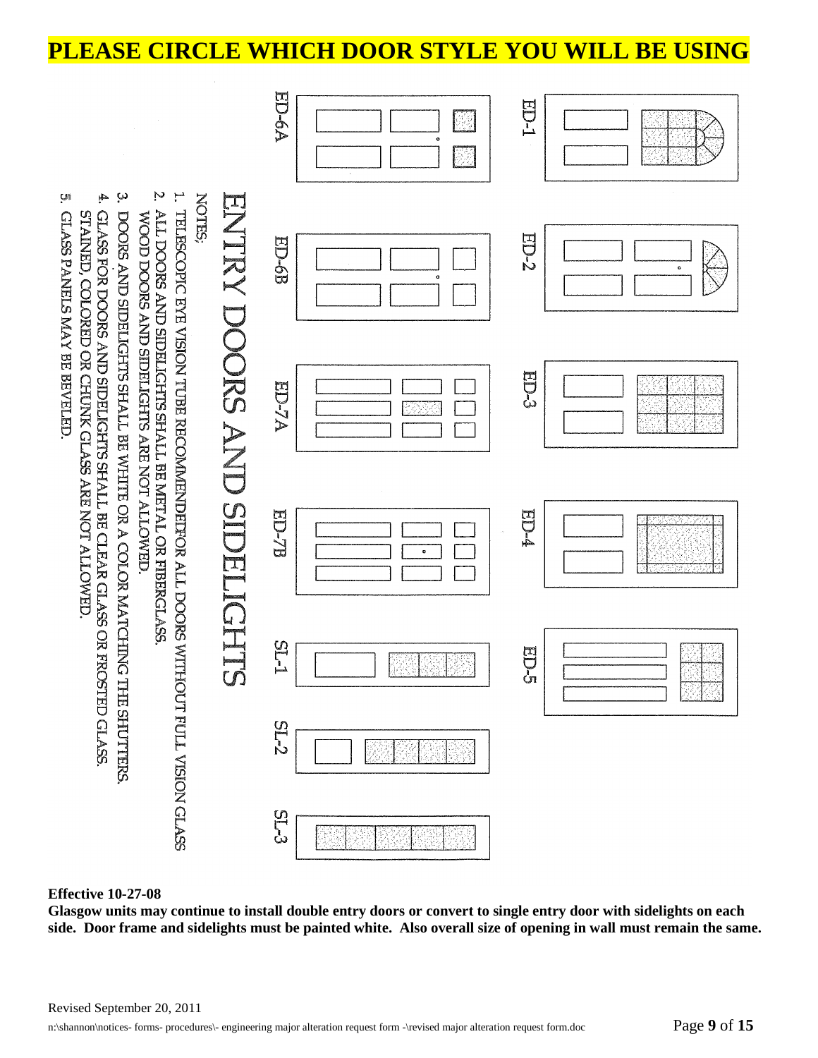# PLEASE CIRCLE WHICH DOOR STYLE YOU WILL BE USING

## ENTRY DOORS AND SIDELIGHTS

ED-1 ED-2 ED-3 ED-4 ED-5

ED-6A ED-6B ED-7A ED-7B SL-1 SL-2 SL-3

NOTES:

1. TELESCOPIC EYE VISION TUBE RECOMMENDED FOR ALL DOORS WITHOUT FULL VISION GLASS
2. ALL DOORS AND SIDELIGHTS SHALL BE METAL OR FIBERGLASS. WOOD DOORS AND SIDELIGHTS ARE NOT ALLOWED.
3. DOORS AND SIDELIGHTS SHALL BE WHITE OR A COLOR MATCHING THE SHUTTERS.
4. GLASS FOR DOORS AND SIDELIGHTS SHALL BE CLEAR GLASS OR FROSTED GLASS. STAINED, COLORED OR CHUNK GLASS ARE NOT ALLOWED.
5. GLASS PANELS MAY BE BEVELED.

**Effective 10-27-08**

**Glasgow units may continue to install double entry doors or convert to single entry door with sidelights on each side. Door frame and sidelights must be painted white. Also overall size of opening in wall must remain the same.**

Revised September 20, 2011

n:\shannon\notices- forms- procedures\- engineering major alteration request form -\revised major alteration request form.doc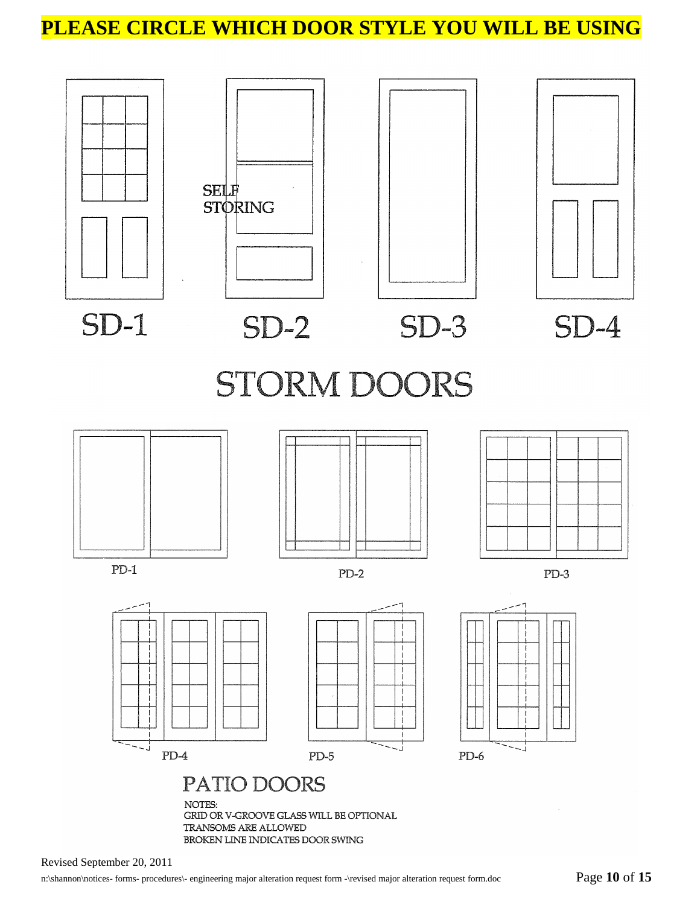# PLEASE CIRCLE WHICH DOOR STYLE YOU WILL BE USING

SELF STORING

SD-1 SD-2 SD-3 SD-4

## STORM DOORS

PD-1 PD-2 PD-3

PD-4 PD-5 PD-6

## PATIO DOORS

NOTES:
GRID OR V-GROOVE GLASS WILL BE OPTIONAL
TRANSOMS ARE ALLOWED
BROKEN LINE INDICATES DOOR SWING

Revised September 20, 2011

n:\shannon\notices- forms- procedures\- engineering major alteration request form -\revised major alteration request form.doc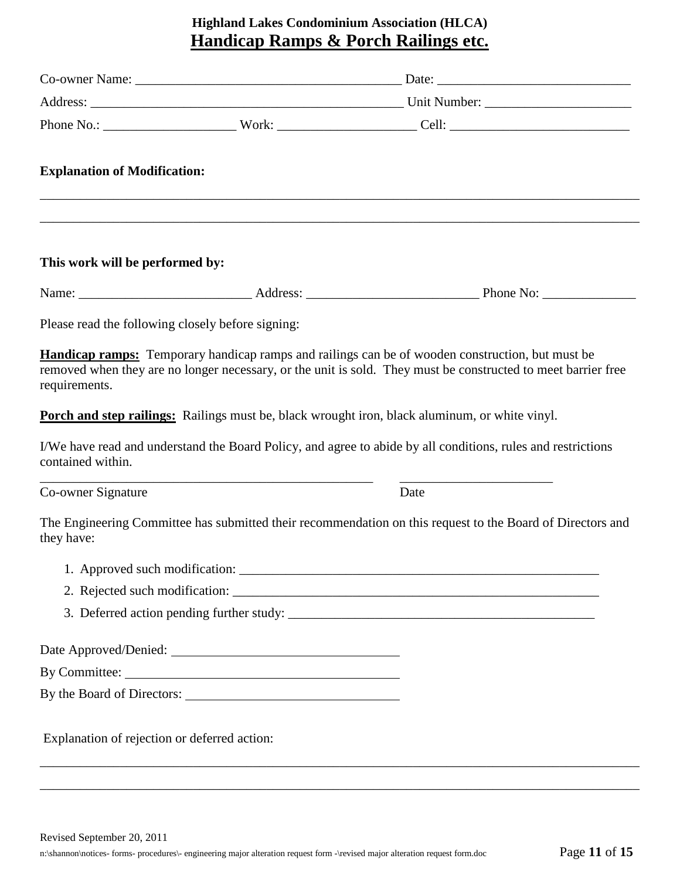**Highland Lakes Condominium Association (HLCA)**

# Handicap Ramps & Porch Railings etc.

Co-owner Name: ________________________________________ Date: _____________________________

Address: ________________________________________________ Unit Number: ______________________

Phone No.: ____________________ Work: _____________________ Cell: ___________________________

**Explanation of Modification:**

______________________________________________________________________________________________

______________________________________________________________________________________________

**This work will be performed by:**

Name: __________________________ Address: __________________________ Phone No: ______________

Please read the following closely before signing:

**Handicap ramps:** Temporary handicap ramps and railings can be of wooden construction, but must be removed when they are no longer necessary, or the unit is sold. They must be constructed to meet barrier free requirements.

**Porch and step railings:** Railings must be, black wrought iron, black aluminum, or white vinyl.

I/We have read and understand the Board Policy, and agree to abide by all conditions, rules and restrictions contained within.

_____________________________________________________ ________________________

Co-owner Signature Date

The Engineering Committee has submitted their recommendation on this request to the Board of Directors and they have:

1. Approved such modification: ________________________________________________________
2. Rejected such modification: _________________________________________________________
3. Deferred action pending further study: _______________________________________________

Date Approved/Denied: __________________________________

By Committee: ________________________________________

By the Board of Directors: ________________________________

Explanation of rejection or deferred action:

______________________________________________________________________________________________

______________________________________________________________________________________________

Revised September 20, 2011

n:\shannon\notices- forms- procedures\- engineering major alteration request form -\revised major alteration request form.doc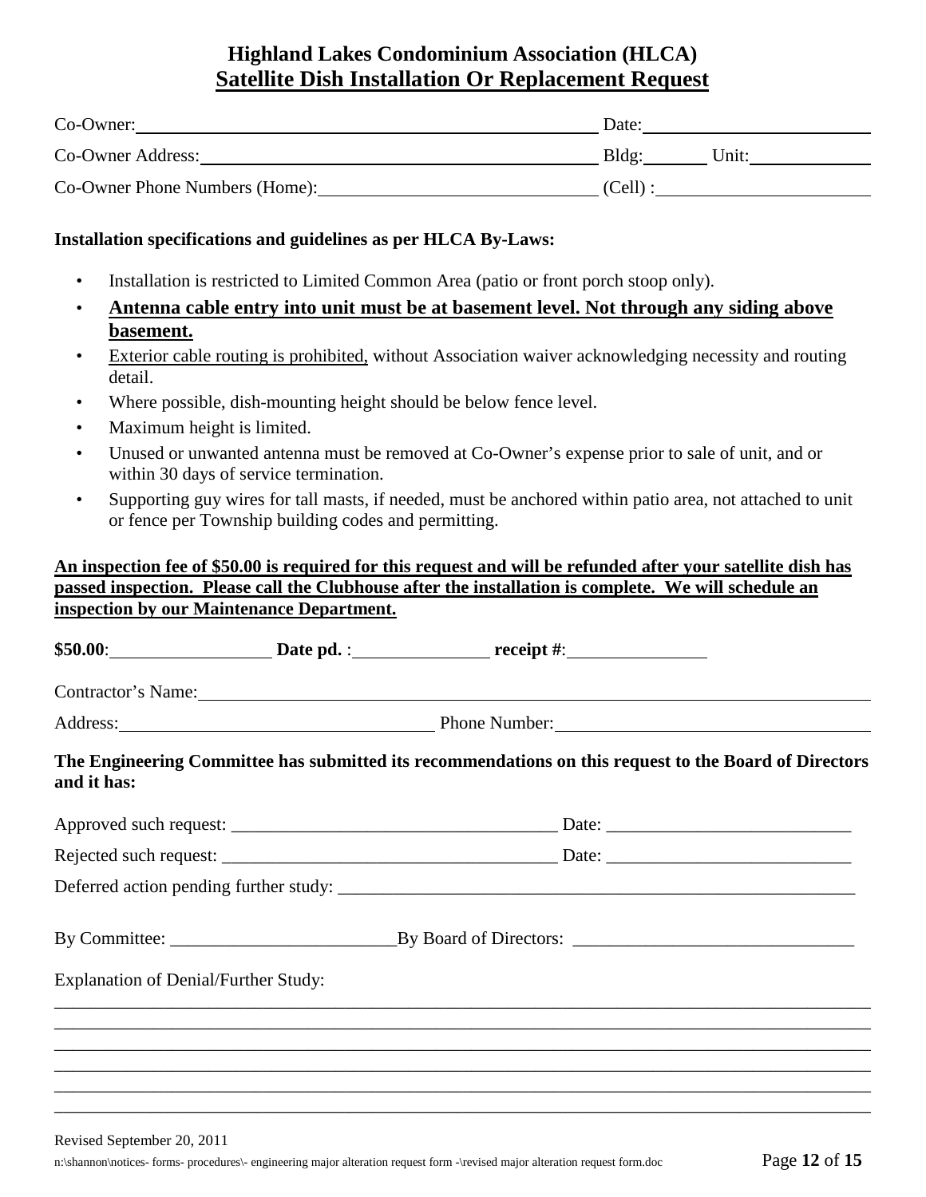# Highland Lakes Condominium Association (HLCA)

## Satellite Dish Installation Or Replacement Request

Co-Owner: ______________________________ Date: ______________

Co-Owner Address: ______________________________ Bldg: ________ Unit: ________

Co-Owner Phone Numbers (Home): ______________________ (Cell) : ______________

**Installation specifications and guidelines as per HLCA By-Laws:**

- Installation is restricted to Limited Common Area (patio or front porch stoop only).
- **Antenna cable entry into unit must be at basement level. Not through any siding above basement.**
- Exterior cable routing is prohibited, without Association waiver acknowledging necessity and routing detail.
- Where possible, dish-mounting height should be below fence level.
- Maximum height is limited.
- Unused or unwanted antenna must be removed at Co-Owner's expense prior to sale of unit, and or within 30 days of service termination.
- Supporting guy wires for tall masts, if needed, must be anchored within patio area, not attached to unit or fence per Township building codes and permitting.

**An inspection fee of $50.00 is required for this request and will be refunded after your satellite dish has passed inspection. Please call the Clubhouse after the installation is complete. We will schedule an inspection by our Maintenance Department.**

**$50.00**: ______________ **Date pd.** : ______________ **receipt #**: ______________

Contractor's Name: ______________________________________________

Address: ______________________________ Phone Number: ______________________________

**The Engineering Committee has submitted its recommendations on this request to the Board of Directors and it has:**

Approved such request: ______________________________ Date: ______________________

Rejected such request: ______________________________ Date: ______________________

Deferred action pending further study: ______________________________________________

By Committee: ______________________ By Board of Directors: ______________________

Explanation of Denial/Further Study:

_____________________________________________________________________________

_____________________________________________________________________________

_____________________________________________________________________________

_____________________________________________________________________________

_____________________________________________________________________________

_____________________________________________________________________________

Revised September 20, 2011

n:\shannon\notices- forms- procedures\- engineering major alteration request form -\revised major alteration request form.doc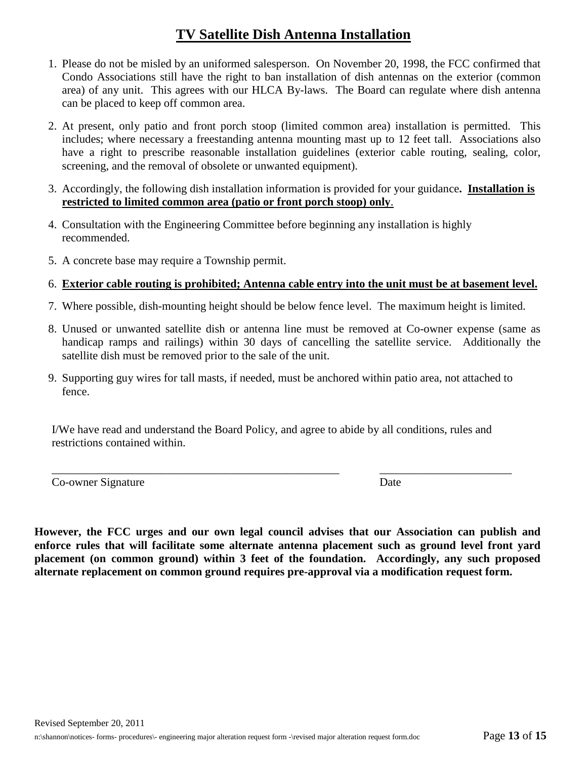# TV Satellite Dish Antenna Installation

1. Please do not be misled by an uniformed salesperson. On November 20, 1998, the FCC confirmed that Condo Associations still have the right to ban installation of dish antennas on the exterior (common area) of any unit. This agrees with our HLCA By-laws. The Board can regulate where dish antenna can be placed to keep off common area.
2. At present, only patio and front porch stoop (limited common area) installation is permitted. This includes; where necessary a freestanding antenna mounting mast up to 12 feet tall. Associations also have a right to prescribe reasonable installation guidelines (exterior cable routing, sealing, color, screening, and the removal of obsolete or unwanted equipment).
3. Accordingly, the following dish installation information is provided for your guidance**.** **Installation is restricted to limited common area (patio or front porch stoop) only**.
4. Consultation with the Engineering Committee before beginning any installation is highly recommended.
5. A concrete base may require a Township permit.
6. **Exterior cable routing is prohibited; Antenna cable entry into the unit must be at basement level.**
7. Where possible, dish-mounting height should be below fence level. The maximum height is limited.
8. Unused or unwanted satellite dish or antenna line must be removed at Co-owner expense (same as handicap ramps and railings) within 30 days of cancelling the satellite service. Additionally the satellite dish must be removed prior to the sale of the unit.
9. Supporting guy wires for tall masts, if needed, must be anchored within patio area, not attached to fence.

I/We have read and understand the Board Policy, and agree to abide by all conditions, rules and restrictions contained within.

_____________________________________________________ _______________________

Co-owner Signature Date

**However, the FCC urges and our own legal council advises that our Association can publish and enforce rules that will facilitate some alternate antenna placement such as ground level front yard placement (on common ground) within 3 feet of the foundation. Accordingly, any such proposed alternate replacement on common ground requires pre-approval via a modification request form.**

Revised September 20, 2011

n:\shannon\notices- forms- procedures\- engineering major alteration request form -\revised major alteration request form.doc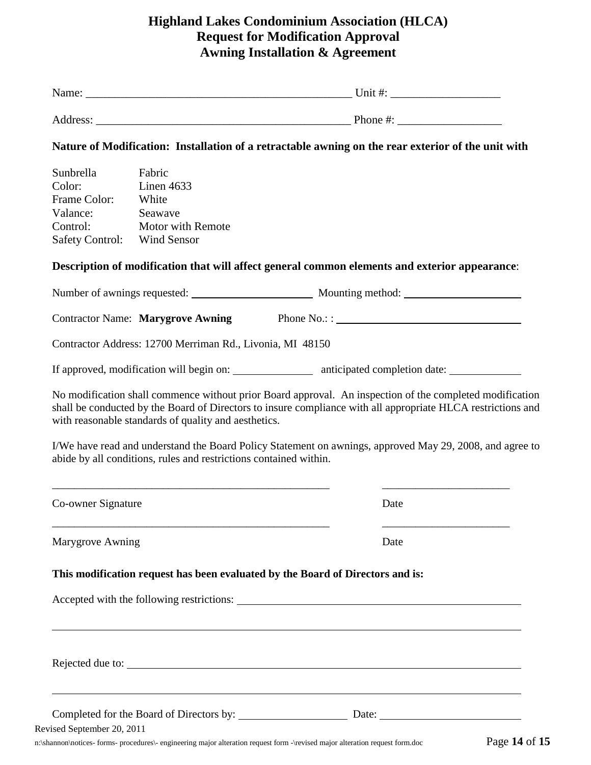# Highland Lakes Condominium Association (HLCA)
## Request for Modification Approval
## Awning Installation & Agreement

Name: _______________________________________________ Unit #: ___________________

Address: _____________________________________________ Phone #: __________________

**Nature of Modification: Installation of a retractable awning on the rear exterior of the unit with**

| | |
|---|---|
| Sunbrella | Fabric |
| Color: | Linen 4633 |
| Frame Color: | White |
| Valance: | Seawave |
| Control: | Motor with Remote |
| Safety Control: | Wind Sensor |

**Description of modification that will affect general common elements and exterior appearance**:

Number of awnings requested: ______________________ Mounting method: _____________________

Contractor Name: **Marygrove Awning** Phone No.: : __________________________________

Contractor Address: 12700 Merriman Rd., Livonia, MI 48150

If approved, modification will begin on: ______________ anticipated completion date: _____________

No modification shall commence without prior Board approval. An inspection of the completed modification shall be conducted by the Board of Directors to insure compliance with all appropriate HLCA restrictions and with reasonable standards of quality and aesthetics.

I/We have read and understand the Board Policy Statement on awnings, approved May 29, 2008, and agree to abide by all conditions, rules and restrictions contained within.

___________________________________________________ _______________________

Co-owner Signature Date

___________________________________________________ _______________________

Marygrove Awning Date

**This modification request has been evaluated by the Board of Directors and is:**

Accepted with the following restrictions: ______________________________________________________

______________________________________________________________________________________

Rejected due to: _______________________________________________________________________

______________________________________________________________________________________

Completed for the Board of Directors by: ____________________ Date: __________________________

Revised September 20, 2011

n:\shannon\notices- forms- procedures\- engineering major alteration request form -\revised major alteration request form.doc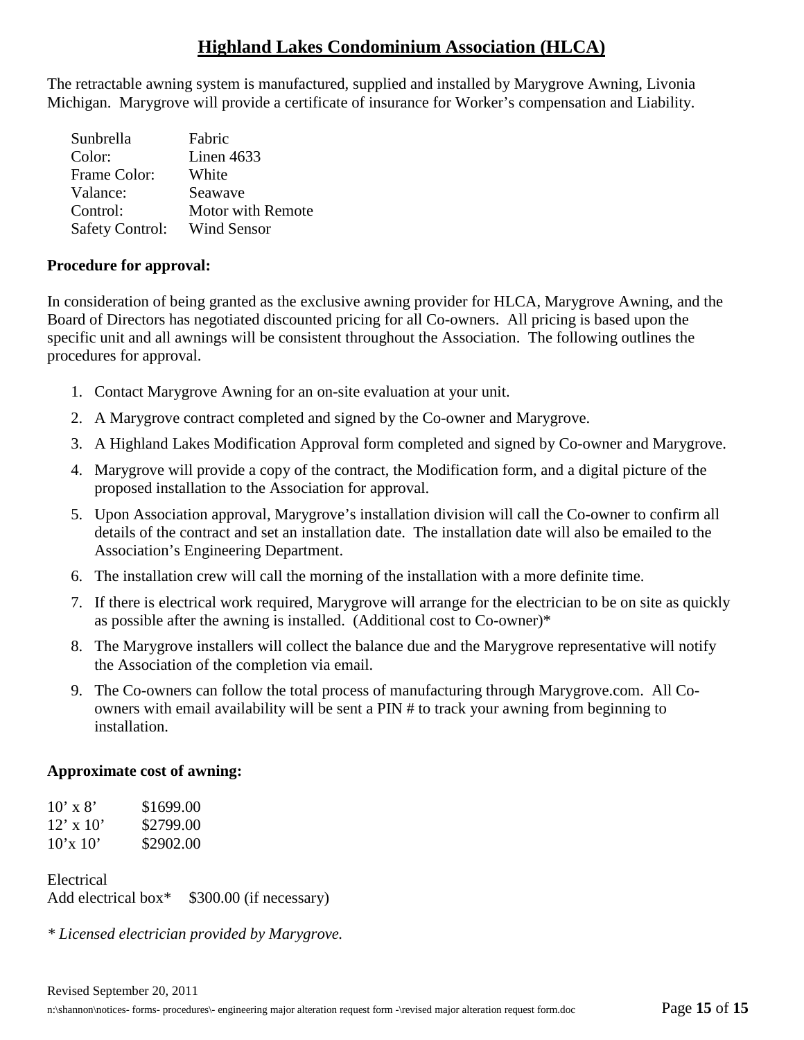# Highland Lakes Condominium Association (HLCA)

The retractable awning system is manufactured, supplied and installed by Marygrove Awning, Livonia Michigan. Marygrove will provide a certificate of insurance for Worker's compensation and Liability.

| | |
|---|---|
| Sunbrella | Fabric |
| Color: | Linen 4633 |
| Frame Color: | White |
| Valance: | Seawave |
| Control: | Motor with Remote |
| Safety Control: | Wind Sensor |

**Procedure for approval:**

In consideration of being granted as the exclusive awning provider for HLCA, Marygrove Awning, and the Board of Directors has negotiated discounted pricing for all Co-owners. All pricing is based upon the specific unit and all awnings will be consistent throughout the Association. The following outlines the procedures for approval.

1. Contact Marygrove Awning for an on-site evaluation at your unit.
2. A Marygrove contract completed and signed by the Co-owner and Marygrove.
3. A Highland Lakes Modification Approval form completed and signed by Co-owner and Marygrove.
4. Marygrove will provide a copy of the contract, the Modification form, and a digital picture of the proposed installation to the Association for approval.
5. Upon Association approval, Marygrove's installation division will call the Co-owner to confirm all details of the contract and set an installation date. The installation date will also be emailed to the Association's Engineering Department.
6. The installation crew will call the morning of the installation with a more definite time.
7. If there is electrical work required, Marygrove will arrange for the electrician to be on site as quickly as possible after the awning is installed. (Additional cost to Co-owner)*
8. The Marygrove installers will collect the balance due and the Marygrove representative will notify the Association of the completion via email.
9. The Co-owners can follow the total process of manufacturing through Marygrove.com. All Co-owners with email availability will be sent a PIN # to track your awning from beginning to installation.

**Approximate cost of awning:**

| | |
|---|---|
| 10' x 8' | $1699.00 |
| 12' x 10' | $2799.00 |
| 10'x 10' | $2902.00 |

Electrical
Add electrical box* $300.00 (if necessary)

*\* Licensed electrician provided by Marygrove.*

Revised September 20, 2011

n:\shannon\notices- forms- procedures\- engineering major alteration request form -\revised major alteration request form.doc